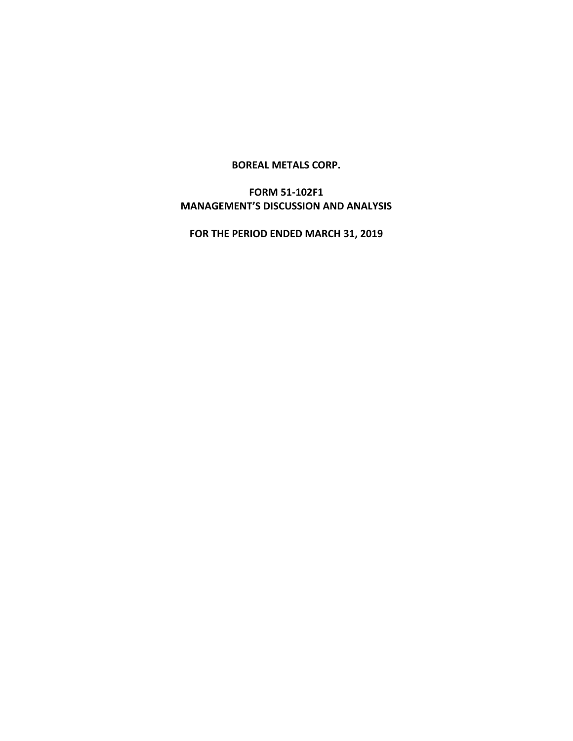# BOREAL METALS CORP.

## FORM 51-102F1
## MANAGEMENT'S DISCUSSION AND ANALYSIS

## FOR THE PERIOD ENDED MARCH 31, 2019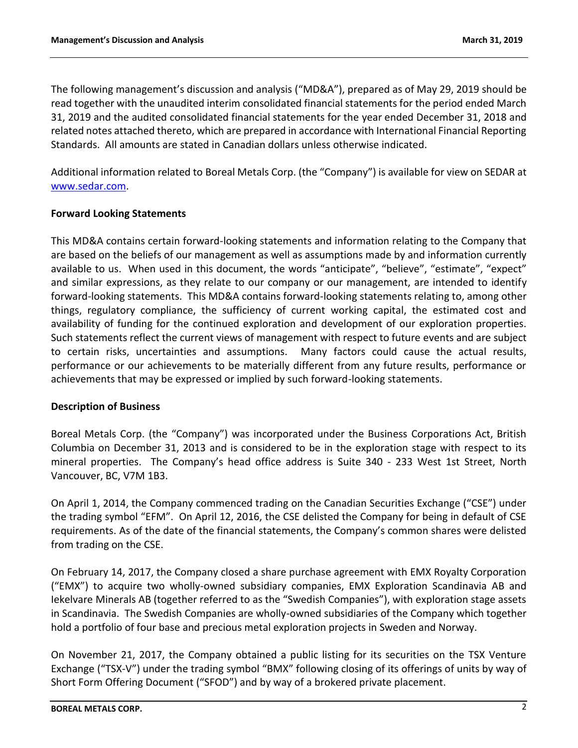The following management's discussion and analysis ("MD&A"), prepared as of May 29, 2019 should be read together with the unaudited interim consolidated financial statements for the period ended March 31, 2019 and the audited consolidated financial statements for the year ended December 31, 2018 and related notes attached thereto, which are prepared in accordance with International Financial Reporting Standards. All amounts are stated in Canadian dollars unless otherwise indicated.

Additional information related to Boreal Metals Corp. (the "Company") is available for view on SEDAR at www.sedar.com.

## Forward Looking Statements

This MD&A contains certain forward-looking statements and information relating to the Company that are based on the beliefs of our management as well as assumptions made by and information currently available to us. When used in this document, the words "anticipate", "believe", "estimate", "expect" and similar expressions, as they relate to our company or our management, are intended to identify forward-looking statements. This MD&A contains forward-looking statements relating to, among other things, regulatory compliance, the sufficiency of current working capital, the estimated cost and availability of funding for the continued exploration and development of our exploration properties. Such statements reflect the current views of management with respect to future events and are subject to certain risks, uncertainties and assumptions. Many factors could cause the actual results, performance or our achievements to be materially different from any future results, performance or achievements that may be expressed or implied by such forward-looking statements.

## Description of Business

Boreal Metals Corp. (the "Company") was incorporated under the Business Corporations Act, British Columbia on December 31, 2013 and is considered to be in the exploration stage with respect to its mineral properties. The Company's head office address is Suite 340 - 233 West 1st Street, North Vancouver, BC, V7M 1B3.

On April 1, 2014, the Company commenced trading on the Canadian Securities Exchange ("CSE") under the trading symbol "EFM". On April 12, 2016, the CSE delisted the Company for being in default of CSE requirements. As of the date of the financial statements, the Company's common shares were delisted from trading on the CSE.

On February 14, 2017, the Company closed a share purchase agreement with EMX Royalty Corporation ("EMX") to acquire two wholly-owned subsidiary companies, EMX Exploration Scandinavia AB and Iekelvare Minerals AB (together referred to as the "Swedish Companies"), with exploration stage assets in Scandinavia. The Swedish Companies are wholly-owned subsidiaries of the Company which together hold a portfolio of four base and precious metal exploration projects in Sweden and Norway.

On November 21, 2017, the Company obtained a public listing for its securities on the TSX Venture Exchange ("TSX-V") under the trading symbol "BMX" following closing of its offerings of units by way of Short Form Offering Document ("SFOD") and by way of a brokered private placement.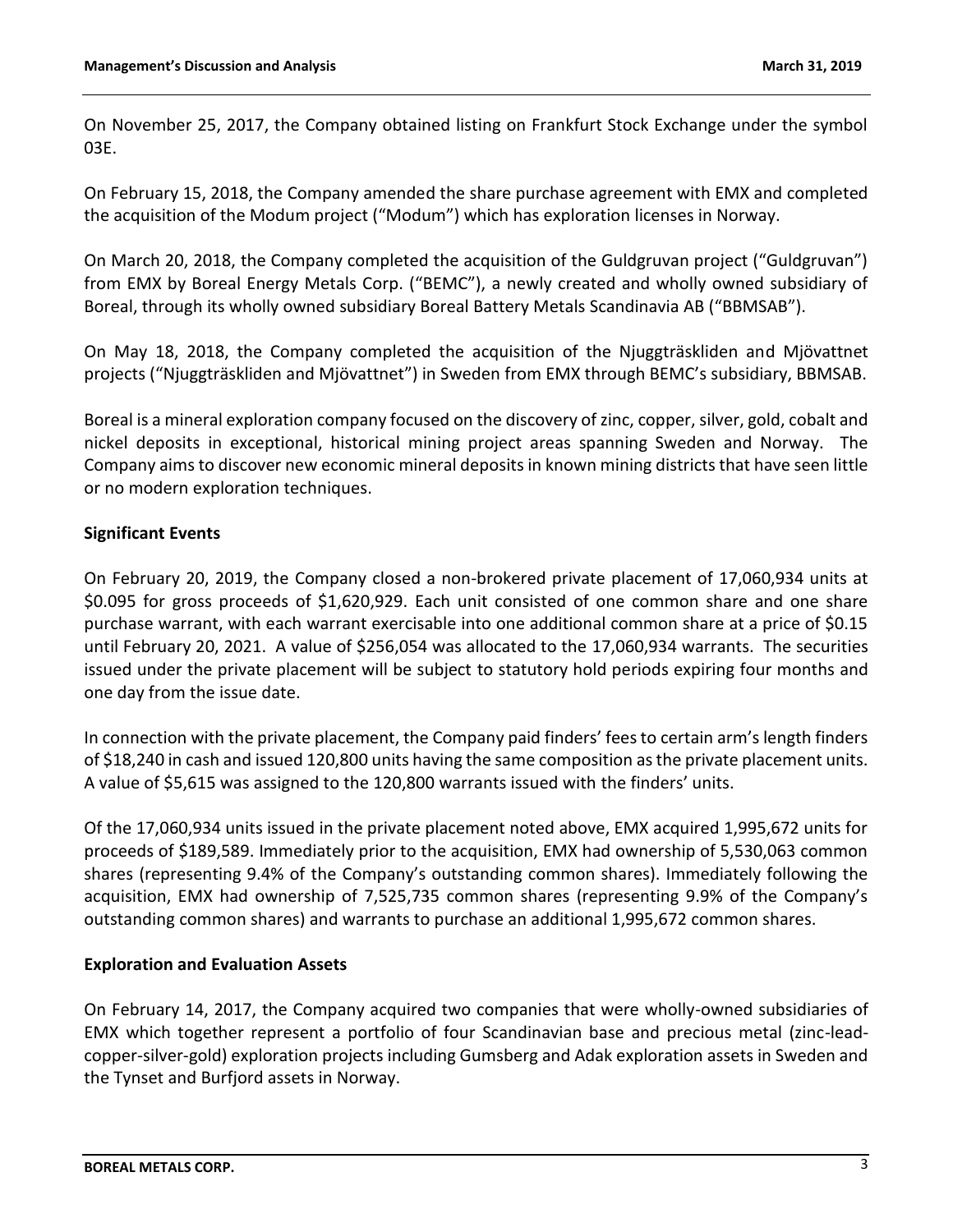On November 25, 2017, the Company obtained listing on Frankfurt Stock Exchange under the symbol 03E.

On February 15, 2018, the Company amended the share purchase agreement with EMX and completed the acquisition of the Modum project ("Modum") which has exploration licenses in Norway.

On March 20, 2018, the Company completed the acquisition of the Guldgruvan project ("Guldgruvan") from EMX by Boreal Energy Metals Corp. ("BEMC"), a newly created and wholly owned subsidiary of Boreal, through its wholly owned subsidiary Boreal Battery Metals Scandinavia AB ("BBMSAB").

On May 18, 2018, the Company completed the acquisition of the Njuggträskliden and Mjövattnet projects ("Njuggträskliden and Mjövattnet") in Sweden from EMX through BEMC's subsidiary, BBMSAB.

Boreal is a mineral exploration company focused on the discovery of zinc, copper, silver, gold, cobalt and nickel deposits in exceptional, historical mining project areas spanning Sweden and Norway. The Company aims to discover new economic mineral deposits in known mining districts that have seen little or no modern exploration techniques.

## Significant Events

On February 20, 2019, the Company closed a non-brokered private placement of 17,060,934 units at $0.095 for gross proceeds of $1,620,929. Each unit consisted of one common share and one share purchase warrant, with each warrant exercisable into one additional common share at a price of $0.15 until February 20, 2021. A value of $256,054 was allocated to the 17,060,934 warrants. The securities issued under the private placement will be subject to statutory hold periods expiring four months and one day from the issue date.

In connection with the private placement, the Company paid finders' fees to certain arm's length finders of $18,240 in cash and issued 120,800 units having the same composition as the private placement units. A value of $5,615 was assigned to the 120,800 warrants issued with the finders' units.

Of the 17,060,934 units issued in the private placement noted above, EMX acquired 1,995,672 units for proceeds of $189,589. Immediately prior to the acquisition, EMX had ownership of 5,530,063 common shares (representing 9.4% of the Company's outstanding common shares). Immediately following the acquisition, EMX had ownership of 7,525,735 common shares (representing 9.9% of the Company's outstanding common shares) and warrants to purchase an additional 1,995,672 common shares.

## Exploration and Evaluation Assets

On February 14, 2017, the Company acquired two companies that were wholly-owned subsidiaries of EMX which together represent a portfolio of four Scandinavian base and precious metal (zinc-lead-copper-silver-gold) exploration projects including Gumsberg and Adak exploration assets in Sweden and the Tynset and Burfjord assets in Norway.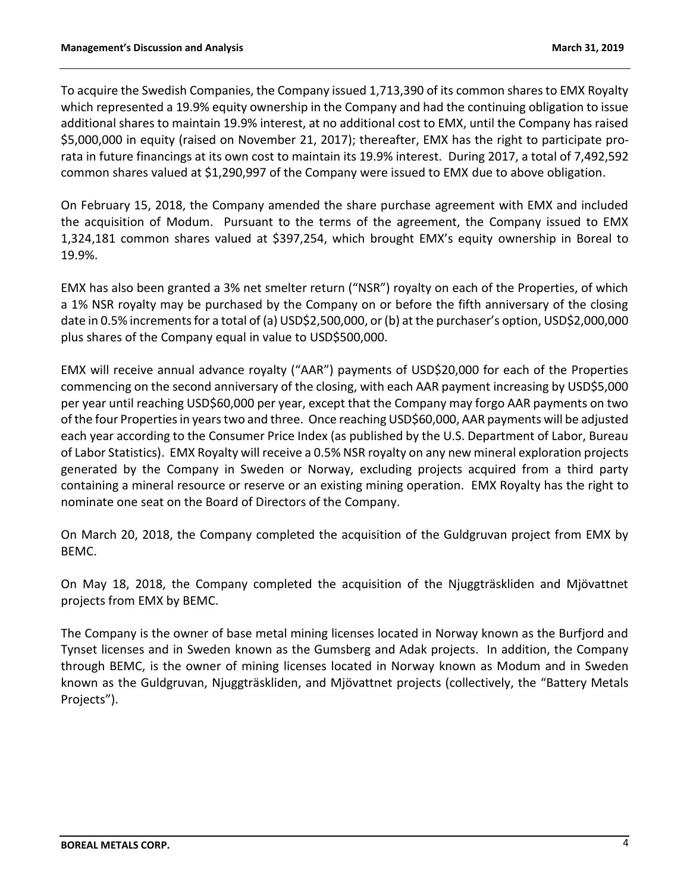To acquire the Swedish Companies, the Company issued 1,713,390 of its common shares to EMX Royalty which represented a 19.9% equity ownership in the Company and had the continuing obligation to issue additional shares to maintain 19.9% interest, at no additional cost to EMX, until the Company has raised \$5,000,000 in equity (raised on November 21, 2017); thereafter, EMX has the right to participate pro-rata in future financings at its own cost to maintain its 19.9% interest. During 2017, a total of 7,492,592 common shares valued at \$1,290,997 of the Company were issued to EMX due to above obligation.

On February 15, 2018, the Company amended the share purchase agreement with EMX and included the acquisition of Modum. Pursuant to the terms of the agreement, the Company issued to EMX 1,324,181 common shares valued at \$397,254, which brought EMX's equity ownership in Boreal to 19.9%.

EMX has also been granted a 3% net smelter return ("NSR") royalty on each of the Properties, of which a 1% NSR royalty may be purchased by the Company on or before the fifth anniversary of the closing date in 0.5% increments for a total of (a) USD\$2,500,000, or (b) at the purchaser's option, USD\$2,000,000 plus shares of the Company equal in value to USD\$500,000.

EMX will receive annual advance royalty ("AAR") payments of USD\$20,000 for each of the Properties commencing on the second anniversary of the closing, with each AAR payment increasing by USD\$5,000 per year until reaching USD\$60,000 per year, except that the Company may forgo AAR payments on two of the four Properties in years two and three. Once reaching USD\$60,000, AAR payments will be adjusted each year according to the Consumer Price Index (as published by the U.S. Department of Labor, Bureau of Labor Statistics). EMX Royalty will receive a 0.5% NSR royalty on any new mineral exploration projects generated by the Company in Sweden or Norway, excluding projects acquired from a third party containing a mineral resource or reserve or an existing mining operation. EMX Royalty has the right to nominate one seat on the Board of Directors of the Company.

On March 20, 2018, the Company completed the acquisition of the Guldgruvan project from EMX by BEMC.

On May 18, 2018, the Company completed the acquisition of the Njuggträskliden and Mjövattnet projects from EMX by BEMC.

The Company is the owner of base metal mining licenses located in Norway known as the Burfjord and Tynset licenses and in Sweden known as the Gumsberg and Adak projects. In addition, the Company through BEMC, is the owner of mining licenses located in Norway known as Modum and in Sweden known as the Guldgruvan, Njuggträskliden, and Mjövattnet projects (collectively, the "Battery Metals Projects").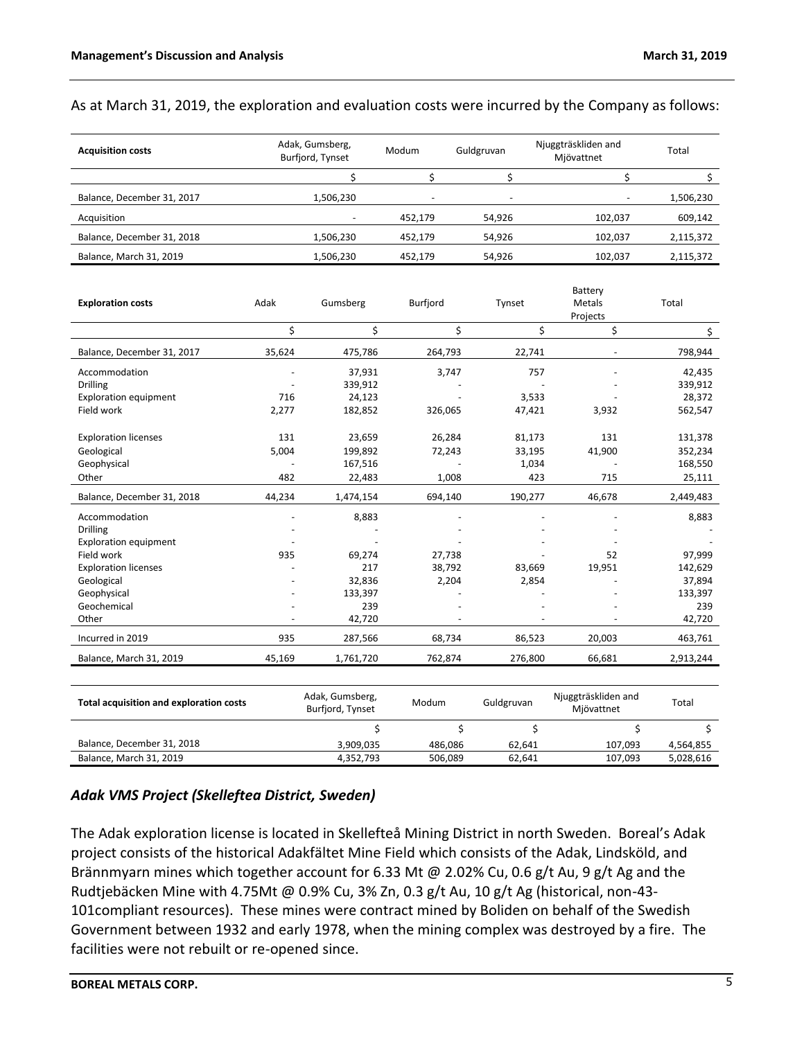As at March 31, 2019, the exploration and evaluation costs were incurred by the Company as follows:

| Acquisition costs | Adak, Gumsberg, Burfjord, Tynset | Modum | Guldgruvan | Njuggträskliden and Mjövattnet | Total |
|---|---|---|---|---|---|
| | $ | $ | $ | $ | $ |
| Balance, December 31, 2017 | 1,506,230 | - | - | - | 1,506,230 |
| Acquisition | - | 452,179 | 54,926 | 102,037 | 609,142 |
| Balance, December 31, 2018 | 1,506,230 | 452,179 | 54,926 | 102,037 | 2,115,372 |
| Balance, March 31, 2019 | 1,506,230 | 452,179 | 54,926 | 102,037 | 2,115,372 |

| Exploration costs | Adak | Gumsberg | Burfjord | Tynset | Battery Metals Projects | Total |
|---|---|---|---|---|---|---|
| | $ | $ | $ | $ | $ | $ |
| Balance, December 31, 2017 | 35,624 | 475,786 | 264,793 | 22,741 | - | 798,944 |
| Accommodation | - | 37,931 | 3,747 | 757 | - | 42,435 |
| Drilling | - | 339,912 | - | - | - | 339,912 |
| Exploration equipment | 716 | 24,123 | - | 3,533 | - | 28,372 |
| Field work | 2,277 | 182,852 | 326,065 | 47,421 | 3,932 | 562,547 |
| Exploration licenses | 131 | 23,659 | 26,284 | 81,173 | 131 | 131,378 |
| Geological | 5,004 | 199,892 | 72,243 | 33,195 | 41,900 | 352,234 |
| Geophysical | - | 167,516 | - | 1,034 | - | 168,550 |
| Other | 482 | 22,483 | 1,008 | 423 | 715 | 25,111 |
| Balance, December 31, 2018 | 44,234 | 1,474,154 | 694,140 | 190,277 | 46,678 | 2,449,483 |
| Accommodation | - | 8,883 | - | - | - | 8,883 |
| Drilling | - | - | - | - | - | - |
| Exploration equipment | - | - | - | - | - | - |
| Field work | 935 | 69,274 | 27,738 | - | 52 | 97,999 |
| Exploration licenses | - | 217 | 38,792 | 83,669 | 19,951 | 142,629 |
| Geological | - | 32,836 | 2,204 | 2,854 | - | 37,894 |
| Geophysical | - | 133,397 | - | - | - | 133,397 |
| Geochemical | - | 239 | - | - | - | 239 |
| Other | - | 42,720 | - | - | - | 42,720 |
| Incurred in 2019 | 935 | 287,566 | 68,734 | 86,523 | 20,003 | 463,761 |
| Balance, March 31, 2019 | 45,169 | 1,761,720 | 762,874 | 276,800 | 66,681 | 2,913,244 |

| Total acquisition and exploration costs | Adak, Gumsberg, Burfjord, Tynset | Modum | Guldgruvan | Njuggträskliden and Mjövattnet | Total |
|---|---|---|---|---|---|
| | $ | $ | $ | $ | $ |
| Balance, December 31, 2018 | 3,909,035 | 486,086 | 62,641 | 107,093 | 4,564,855 |
| Balance, March 31, 2019 | 4,352,793 | 506,089 | 62,641 | 107,093 | 5,028,616 |

### *Adak VMS Project (Skelleftea District, Sweden)*

The Adak exploration license is located in Skellefteå Mining District in north Sweden. Boreal's Adak project consists of the historical Adakfältet Mine Field which consists of the Adak, Lindsköld, and Brännmyarn mines which together account for 6.33 Mt @ 2.02% Cu, 0.6 g/t Au, 9 g/t Ag and the Rudtjebäcken Mine with 4.75Mt @ 0.9% Cu, 3% Zn, 0.3 g/t Au, 10 g/t Ag (historical, non-43-101compliant resources). These mines were contract mined by Boliden on behalf of the Swedish Government between 1932 and early 1978, when the mining complex was destroyed by a fire. The facilities were not rebuilt or re-opened since.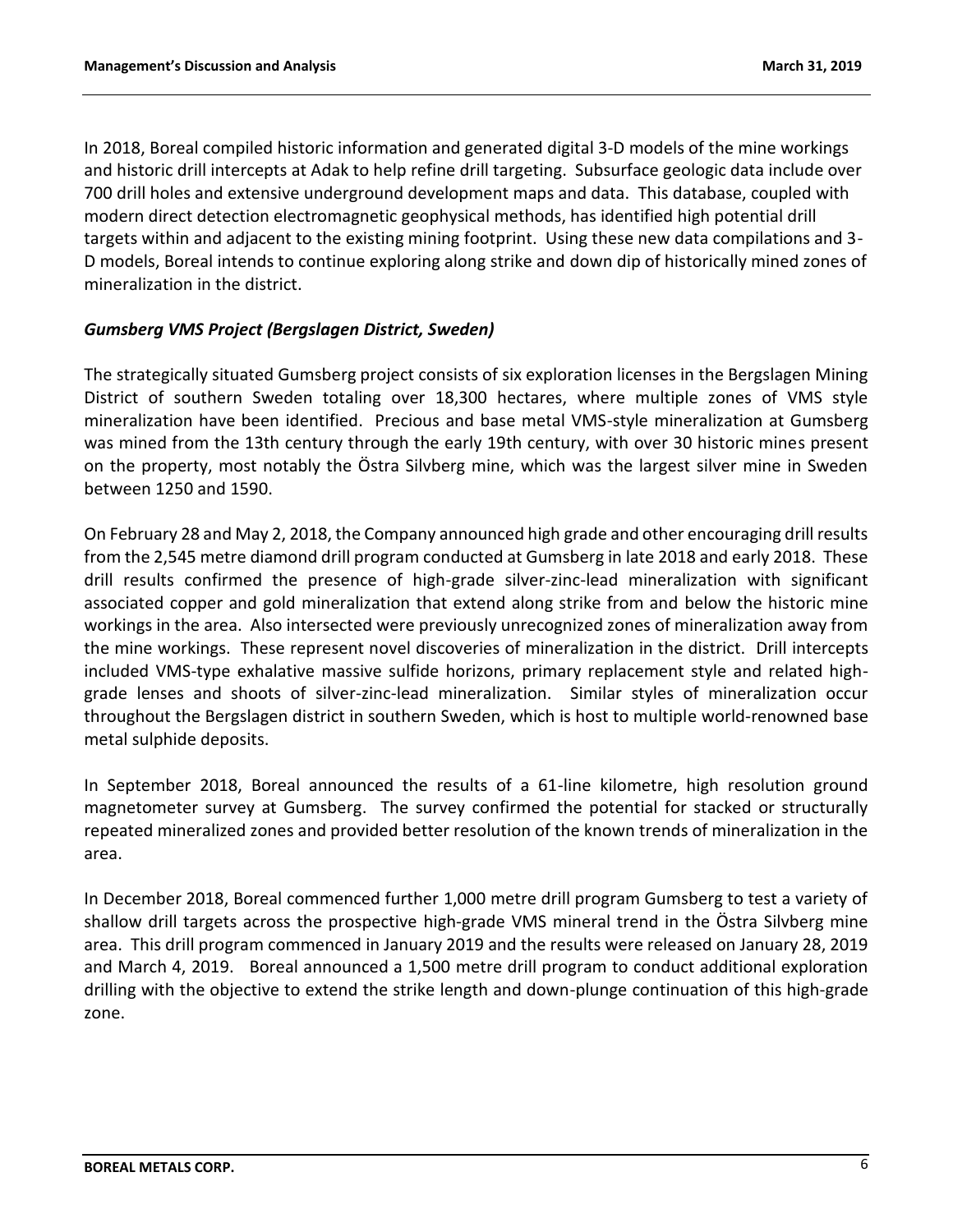In 2018, Boreal compiled historic information and generated digital 3-D models of the mine workings and historic drill intercepts at Adak to help refine drill targeting. Subsurface geologic data include over 700 drill holes and extensive underground development maps and data. This database, coupled with modern direct detection electromagnetic geophysical methods, has identified high potential drill targets within and adjacent to the existing mining footprint. Using these new data compilations and 3-D models, Boreal intends to continue exploring along strike and down dip of historically mined zones of mineralization in the district.

### *Gumsberg VMS Project (Bergslagen District, Sweden)*

The strategically situated Gumsberg project consists of six exploration licenses in the Bergslagen Mining District of southern Sweden totaling over 18,300 hectares, where multiple zones of VMS style mineralization have been identified. Precious and base metal VMS-style mineralization at Gumsberg was mined from the 13th century through the early 19th century, with over 30 historic mines present on the property, most notably the Östra Silvberg mine, which was the largest silver mine in Sweden between 1250 and 1590.

On February 28 and May 2, 2018, the Company announced high grade and other encouraging drill results from the 2,545 metre diamond drill program conducted at Gumsberg in late 2018 and early 2018. These drill results confirmed the presence of high-grade silver-zinc-lead mineralization with significant associated copper and gold mineralization that extend along strike from and below the historic mine workings in the area. Also intersected were previously unrecognized zones of mineralization away from the mine workings. These represent novel discoveries of mineralization in the district. Drill intercepts included VMS-type exhalative massive sulfide horizons, primary replacement style and related high-grade lenses and shoots of silver-zinc-lead mineralization. Similar styles of mineralization occur throughout the Bergslagen district in southern Sweden, which is host to multiple world-renowned base metal sulphide deposits.

In September 2018, Boreal announced the results of a 61-line kilometre, high resolution ground magnetometer survey at Gumsberg. The survey confirmed the potential for stacked or structurally repeated mineralized zones and provided better resolution of the known trends of mineralization in the area.

In December 2018, Boreal commenced further 1,000 metre drill program Gumsberg to test a variety of shallow drill targets across the prospective high-grade VMS mineral trend in the Östra Silvberg mine area. This drill program commenced in January 2019 and the results were released on January 28, 2019 and March 4, 2019. Boreal announced a 1,500 metre drill program to conduct additional exploration drilling with the objective to extend the strike length and down-plunge continuation of this high-grade zone.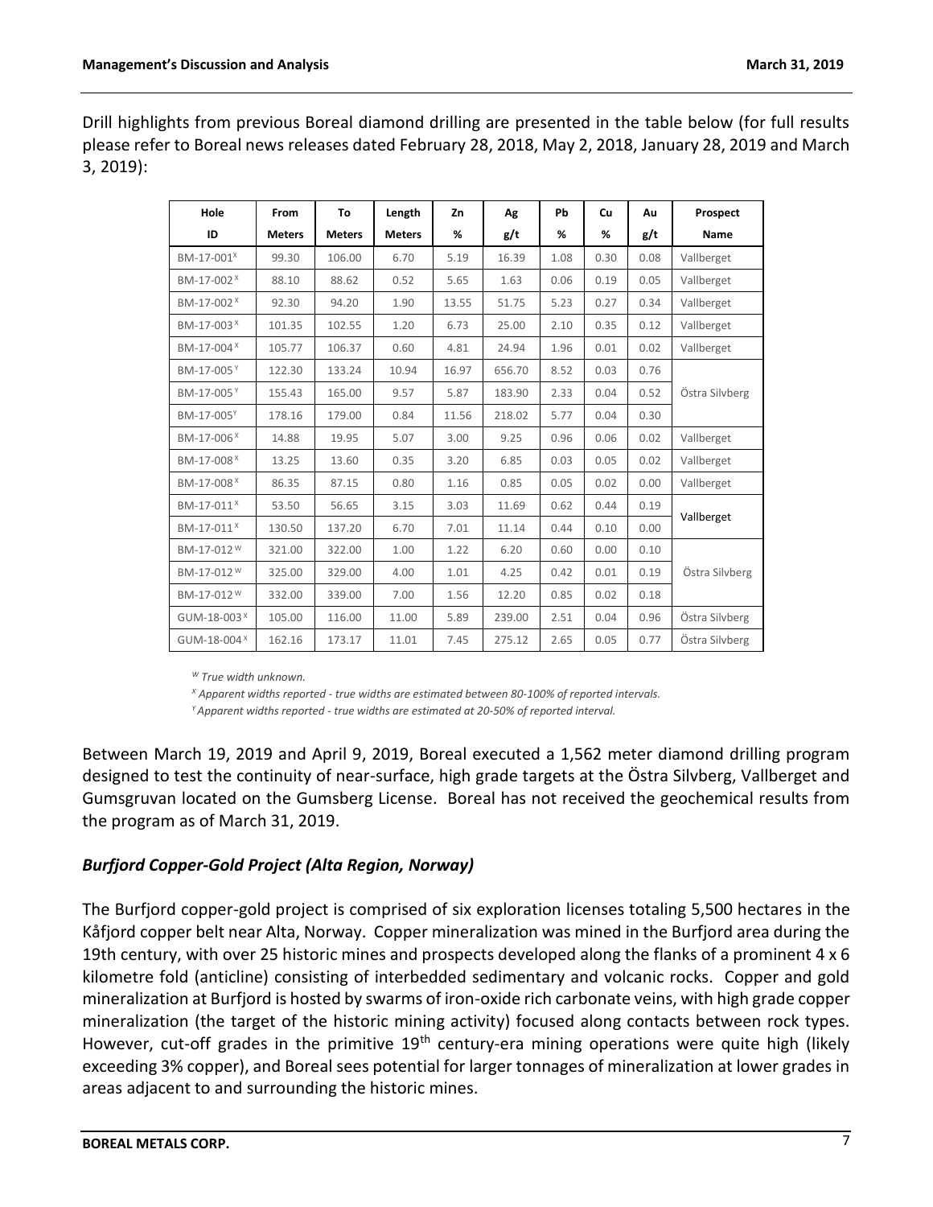Drill highlights from previous Boreal diamond drilling are presented in the table below (for full results please refer to Boreal news releases dated February 28, 2018, May 2, 2018, January 28, 2019 and March 3, 2019):

| Hole ID | From Meters | To Meters | Length Meters | Zn % | Ag g/t | Pb % | Cu % | Au g/t | Prospect Name |
|---|---|---|---|---|---|---|---|---|---|
| BM-17-001[X] | 99.30 | 106.00 | 6.70 | 5.19 | 16.39 | 1.08 | 0.30 | 0.08 | Vallberget |
| BM-17-002[X] | 88.10 | 88.62 | 0.52 | 5.65 | 1.63 | 0.06 | 0.19 | 0.05 | Vallberget |
| BM-17-002[X] | 92.30 | 94.20 | 1.90 | 13.55 | 51.75 | 5.23 | 0.27 | 0.34 | Vallberget |
| BM-17-003[X] | 101.35 | 102.55 | 1.20 | 6.73 | 25.00 | 2.10 | 0.35 | 0.12 | Vallberget |
| BM-17-004[X] | 105.77 | 106.37 | 0.60 | 4.81 | 24.94 | 1.96 | 0.01 | 0.02 | Vallberget |
| BM-17-005[Y] | 122.30 | 133.24 | 10.94 | 16.97 | 656.70 | 8.52 | 0.03 | 0.76 | Östra Silvberg |
| BM-17-005[Y] | 155.43 | 165.00 | 9.57 | 5.87 | 183.90 | 2.33 | 0.04 | 0.52 | Östra Silvberg |
| BM-17-005[Y] | 178.16 | 179.00 | 0.84 | 11.56 | 218.02 | 5.77 | 0.04 | 0.30 | Östra Silvberg |
| BM-17-006[X] | 14.88 | 19.95 | 5.07 | 3.00 | 9.25 | 0.96 | 0.06 | 0.02 | Vallberget |
| BM-17-008[X] | 13.25 | 13.60 | 0.35 | 3.20 | 6.85 | 0.03 | 0.05 | 0.02 | Vallberget |
| BM-17-008[X] | 86.35 | 87.15 | 0.80 | 1.16 | 0.85 | 0.05 | 0.02 | 0.00 | Vallberget |
| BM-17-011[X] | 53.50 | 56.65 | 3.15 | 3.03 | 11.69 | 0.62 | 0.44 | 0.19 | Vallberget |
| BM-17-011[X] | 130.50 | 137.20 | 6.70 | 7.01 | 11.14 | 0.44 | 0.10 | 0.00 | Vallberget |
| BM-17-012[W] | 321.00 | 322.00 | 1.00 | 1.22 | 6.20 | 0.60 | 0.00 | 0.10 | Östra Silvberg |
| BM-17-012[W] | 325.00 | 329.00 | 4.00 | 1.01 | 4.25 | 0.42 | 0.01 | 0.19 | Östra Silvberg |
| BM-17-012[W] | 332.00 | 339.00 | 7.00 | 1.56 | 12.20 | 0.85 | 0.02 | 0.18 | Östra Silvberg |
| GUM-18-003[X] | 105.00 | 116.00 | 11.00 | 5.89 | 239.00 | 2.51 | 0.04 | 0.96 | Östra Silvberg |
| GUM-18-004[X] | 162.16 | 173.17 | 11.01 | 7.45 | 275.12 | 2.65 | 0.05 | 0.77 | Östra Silvberg |

*[W] True width unknown.*

*[X] Apparent widths reported - true widths are estimated between 80-100% of reported intervals.*

*[Y] Apparent widths reported - true widths are estimated at 20-50% of reported interval.*

Between March 19, 2019 and April 9, 2019, Boreal executed a 1,562 meter diamond drilling program designed to test the continuity of near-surface, high grade targets at the Östra Silvberg, Vallberget and Gumsgruvan located on the Gumsberg License. Boreal has not received the geochemical results from the program as of March 31, 2019.

### *Burfjord Copper-Gold Project (Alta Region, Norway)*

The Burfjord copper-gold project is comprised of six exploration licenses totaling 5,500 hectares in the Kåfjord copper belt near Alta, Norway. Copper mineralization was mined in the Burfjord area during the 19th century, with over 25 historic mines and prospects developed along the flanks of a prominent 4 x 6 kilometre fold (anticline) consisting of interbedded sedimentary and volcanic rocks. Copper and gold mineralization at Burfjord is hosted by swarms of iron-oxide rich carbonate veins, with high grade copper mineralization (the target of the historic mining activity) focused along contacts between rock types. However, cut-off grades in the primitive 19th century-era mining operations were quite high (likely exceeding 3% copper), and Boreal sees potential for larger tonnages of mineralization at lower grades in areas adjacent to and surrounding the historic mines.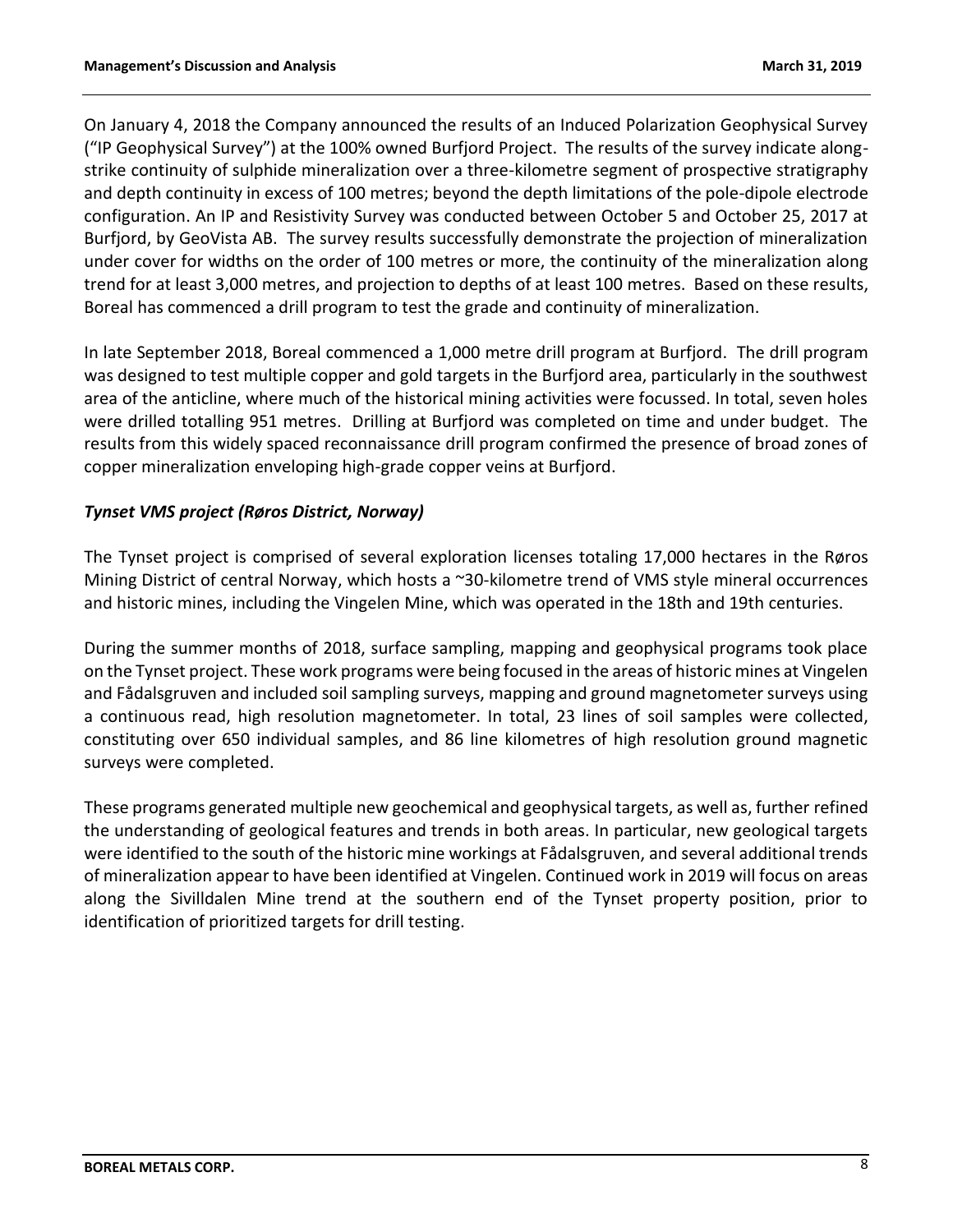On January 4, 2018 the Company announced the results of an Induced Polarization Geophysical Survey ("IP Geophysical Survey") at the 100% owned Burfjord Project. The results of the survey indicate along-strike continuity of sulphide mineralization over a three-kilometre segment of prospective stratigraphy and depth continuity in excess of 100 metres; beyond the depth limitations of the pole-dipole electrode configuration. An IP and Resistivity Survey was conducted between October 5 and October 25, 2017 at Burfjord, by GeoVista AB. The survey results successfully demonstrate the projection of mineralization under cover for widths on the order of 100 metres or more, the continuity of the mineralization along trend for at least 3,000 metres, and projection to depths of at least 100 metres. Based on these results, Boreal has commenced a drill program to test the grade and continuity of mineralization.

In late September 2018, Boreal commenced a 1,000 metre drill program at Burfjord. The drill program was designed to test multiple copper and gold targets in the Burfjord area, particularly in the southwest area of the anticline, where much of the historical mining activities were focussed. In total, seven holes were drilled totalling 951 metres. Drilling at Burfjord was completed on time and under budget. The results from this widely spaced reconnaissance drill program confirmed the presence of broad zones of copper mineralization enveloping high-grade copper veins at Burfjord.

***Tynset VMS project (Røros District, Norway)***

The Tynset project is comprised of several exploration licenses totaling 17,000 hectares in the Røros Mining District of central Norway, which hosts a ~30-kilometre trend of VMS style mineral occurrences and historic mines, including the Vingelen Mine, which was operated in the 18th and 19th centuries.

During the summer months of 2018, surface sampling, mapping and geophysical programs took place on the Tynset project. These work programs were being focused in the areas of historic mines at Vingelen and Fådalsgruven and included soil sampling surveys, mapping and ground magnetometer surveys using a continuous read, high resolution magnetometer. In total, 23 lines of soil samples were collected, constituting over 650 individual samples, and 86 line kilometres of high resolution ground magnetic surveys were completed.

These programs generated multiple new geochemical and geophysical targets, as well as, further refined the understanding of geological features and trends in both areas. In particular, new geological targets were identified to the south of the historic mine workings at Fådalsgruven, and several additional trends of mineralization appear to have been identified at Vingelen. Continued work in 2019 will focus on areas along the Sivilldalen Mine trend at the southern end of the Tynset property position, prior to identification of prioritized targets for drill testing.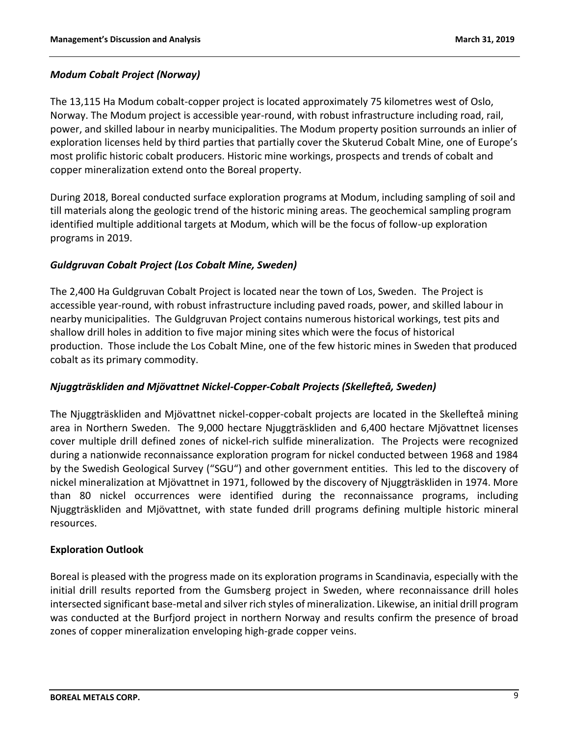### *Modum Cobalt Project (Norway)*

The 13,115 Ha Modum cobalt-copper project is located approximately 75 kilometres west of Oslo, Norway. The Modum project is accessible year-round, with robust infrastructure including road, rail, power, and skilled labour in nearby municipalities. The Modum property position surrounds an inlier of exploration licenses held by third parties that partially cover the Skuterud Cobalt Mine, one of Europe's most prolific historic cobalt producers. Historic mine workings, prospects and trends of cobalt and copper mineralization extend onto the Boreal property.

During 2018, Boreal conducted surface exploration programs at Modum, including sampling of soil and till materials along the geologic trend of the historic mining areas. The geochemical sampling program identified multiple additional targets at Modum, which will be the focus of follow-up exploration programs in 2019.

### *Guldgruvan Cobalt Project (Los Cobalt Mine, Sweden)*

The 2,400 Ha Guldgruvan Cobalt Project is located near the town of Los, Sweden. The Project is accessible year-round, with robust infrastructure including paved roads, power, and skilled labour in nearby municipalities. The Guldgruvan Project contains numerous historical workings, test pits and shallow drill holes in addition to five major mining sites which were the focus of historical production. Those include the Los Cobalt Mine, one of the few historic mines in Sweden that produced cobalt as its primary commodity.

### *Njuggträskliden and Mjövattnet Nickel-Copper-Cobalt Projects (Skellefteå, Sweden)*

The Njuggträskliden and Mjövattnet nickel-copper-cobalt projects are located in the Skellefteå mining area in Northern Sweden. The 9,000 hectare Njuggträskliden and 6,400 hectare Mjövattnet licenses cover multiple drill defined zones of nickel-rich sulfide mineralization. The Projects were recognized during a nationwide reconnaissance exploration program for nickel conducted between 1968 and 1984 by the Swedish Geological Survey ("SGU") and other government entities. This led to the discovery of nickel mineralization at Mjövattnet in 1971, followed by the discovery of Njuggträskliden in 1974. More than 80 nickel occurrences were identified during the reconnaissance programs, including Njuggträskliden and Mjövattnet, with state funded drill programs defining multiple historic mineral resources.

## Exploration Outlook

Boreal is pleased with the progress made on its exploration programs in Scandinavia, especially with the initial drill results reported from the Gumsberg project in Sweden, where reconnaissance drill holes intersected significant base-metal and silver rich styles of mineralization. Likewise, an initial drill program was conducted at the Burfjord project in northern Norway and results confirm the presence of broad zones of copper mineralization enveloping high-grade copper veins.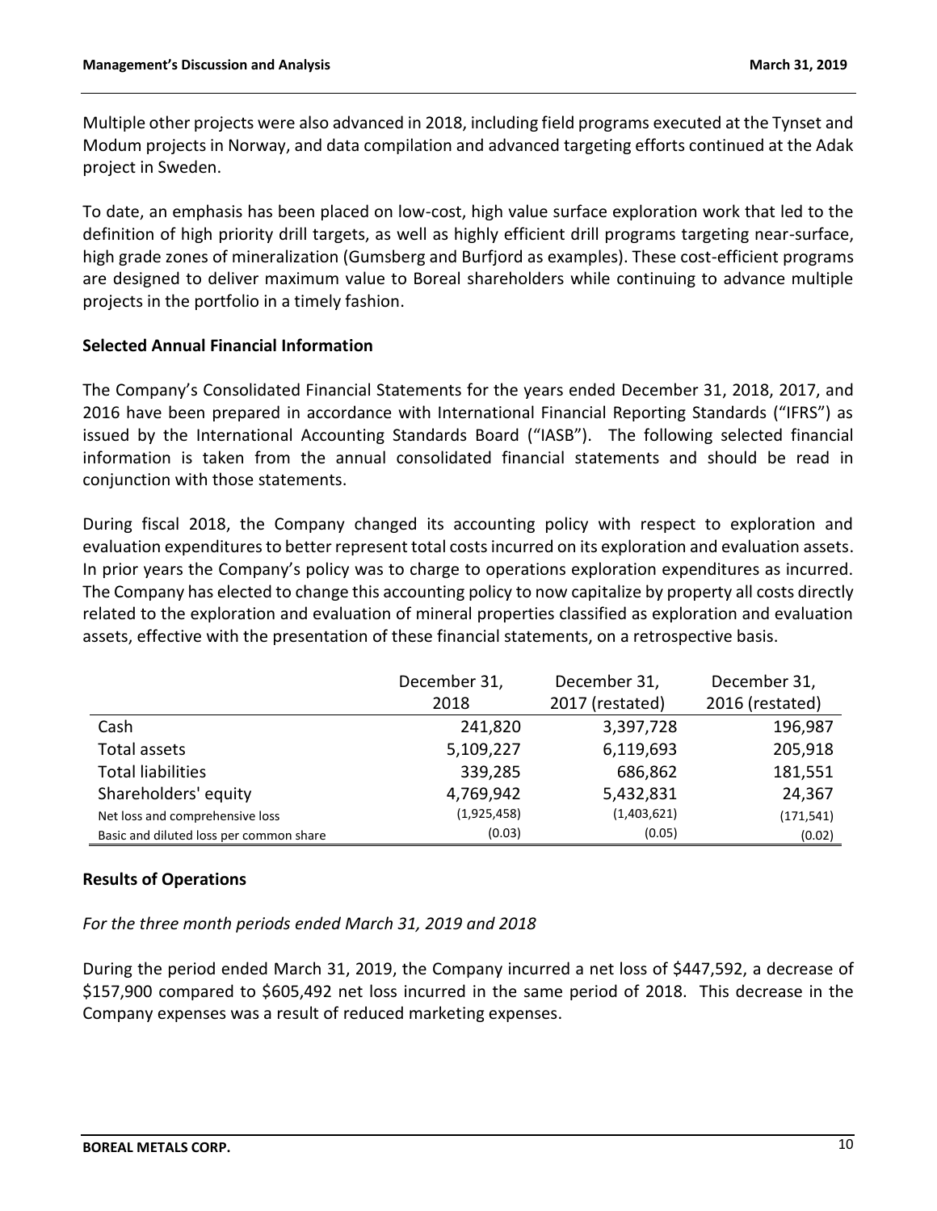Multiple other projects were also advanced in 2018, including field programs executed at the Tynset and Modum projects in Norway, and data compilation and advanced targeting efforts continued at the Adak project in Sweden.

To date, an emphasis has been placed on low-cost, high value surface exploration work that led to the definition of high priority drill targets, as well as highly efficient drill programs targeting near-surface, high grade zones of mineralization (Gumsberg and Burfjord as examples). These cost-efficient programs are designed to deliver maximum value to Boreal shareholders while continuing to advance multiple projects in the portfolio in a timely fashion.

**Selected Annual Financial Information**

The Company's Consolidated Financial Statements for the years ended December 31, 2018, 2017, and 2016 have been prepared in accordance with International Financial Reporting Standards ("IFRS") as issued by the International Accounting Standards Board ("IASB"). The following selected financial information is taken from the annual consolidated financial statements and should be read in conjunction with those statements.

During fiscal 2018, the Company changed its accounting policy with respect to exploration and evaluation expenditures to better represent total costs incurred on its exploration and evaluation assets. In prior years the Company's policy was to charge to operations exploration expenditures as incurred. The Company has elected to change this accounting policy to now capitalize by property all costs directly related to the exploration and evaluation of mineral properties classified as exploration and evaluation assets, effective with the presentation of these financial statements, on a retrospective basis.

| | December 31, 2018 | December 31, 2017 (restated) | December 31, 2016 (restated) |
|---|---|---|---|
| Cash | 241,820 | 3,397,728 | 196,987 |
| Total assets | 5,109,227 | 6,119,693 | 205,918 |
| Total liabilities | 339,285 | 686,862 | 181,551 |
| Shareholders' equity | 4,769,942 | 5,432,831 | 24,367 |
| Net loss and comprehensive loss | (1,925,458) | (1,403,621) | (171,541) |
| Basic and diluted loss per common share | (0.03) | (0.05) | (0.02) |

**Results of Operations**

*For the three month periods ended March 31, 2019 and 2018*

During the period ended March 31, 2019, the Company incurred a net loss of $447,592, a decrease of $157,900 compared to $605,492 net loss incurred in the same period of 2018. This decrease in the Company expenses was a result of reduced marketing expenses.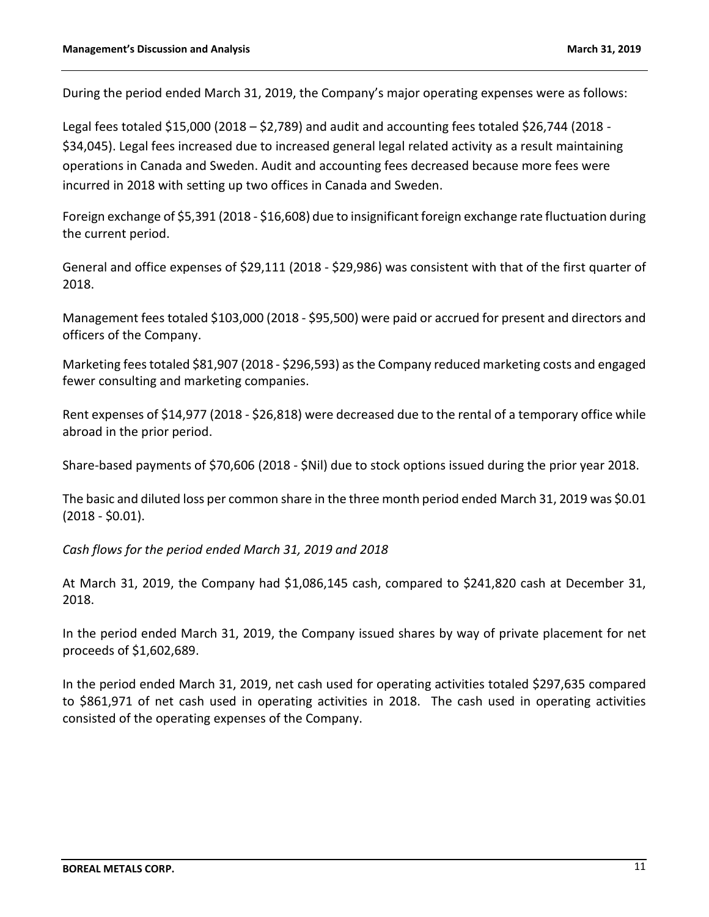During the period ended March 31, 2019, the Company's major operating expenses were as follows:

Legal fees totaled $15,000 (2018 – $2,789) and audit and accounting fees totaled $26,744 (2018 - $34,045). Legal fees increased due to increased general legal related activity as a result maintaining operations in Canada and Sweden. Audit and accounting fees decreased because more fees were incurred in 2018 with setting up two offices in Canada and Sweden.

Foreign exchange of $5,391 (2018 - $16,608) due to insignificant foreign exchange rate fluctuation during the current period.

General and office expenses of $29,111 (2018 - $29,986) was consistent with that of the first quarter of 2018.

Management fees totaled $103,000 (2018 - $95,500) were paid or accrued for present and directors and officers of the Company.

Marketing fees totaled $81,907 (2018 - $296,593) as the Company reduced marketing costs and engaged fewer consulting and marketing companies.

Rent expenses of $14,977 (2018 - $26,818) were decreased due to the rental of a temporary office while abroad in the prior period.

Share-based payments of $70,606 (2018 - $Nil) due to stock options issued during the prior year 2018.

The basic and diluted loss per common share in the three month period ended March 31, 2019 was $0.01 (2018 - $0.01).

*Cash flows for the period ended March 31, 2019 and 2018*

At March 31, 2019, the Company had $1,086,145 cash, compared to $241,820 cash at December 31, 2018.

In the period ended March 31, 2019, the Company issued shares by way of private placement for net proceeds of $1,602,689.

In the period ended March 31, 2019, net cash used for operating activities totaled $297,635 compared to $861,971 of net cash used in operating activities in 2018. The cash used in operating activities consisted of the operating expenses of the Company.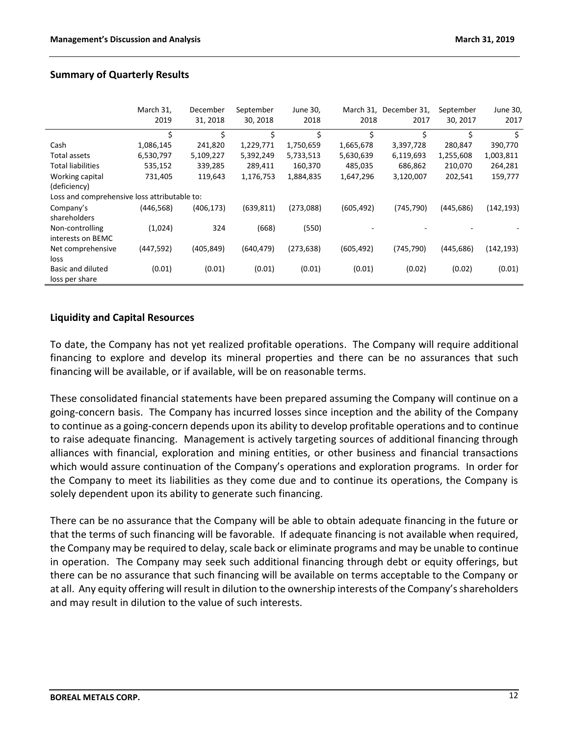## Summary of Quarterly Results

| | March 31, 2019 | December 31, 2018 | September 30, 2018 | June 30, 2018 | March 31, 2018 | December 31, 2017 | September 30, 2017 | June 30, 2017 |
|---|---|---|---|---|---|---|---|---|
| | $ | $ | $ | $ | $ | $ | $ | $ |
| Cash | 1,086,145 | 241,820 | 1,229,771 | 1,750,659 | 1,665,678 | 3,397,728 | 280,847 | 390,770 |
| Total assets | 6,530,797 | 5,109,227 | 5,392,249 | 5,733,513 | 5,630,639 | 6,119,693 | 1,255,608 | 1,003,811 |
| Total liabilities | 535,152 | 339,285 | 289,411 | 160,370 | 485,035 | 686,862 | 210,070 | 264,281 |
| Working capital (deficiency) | 731,405 | 119,643 | 1,176,753 | 1,884,835 | 1,647,296 | 3,120,007 | 202,541 | 159,777 |
| Loss and comprehensive loss attributable to: | | | | | | | | |
| Company's shareholders | (446,568) | (406,173) | (639,811) | (273,088) | (605,492) | (745,790) | (445,686) | (142,193) |
| Non-controlling interests on BEMC | (1,024) | 324 | (668) | (550) | - | - | - | - |
| Net comprehensive loss | (447,592) | (405,849) | (640,479) | (273,638) | (605,492) | (745,790) | (445,686) | (142,193) |
| Basic and diluted loss per share | (0.01) | (0.01) | (0.01) | (0.01) | (0.01) | (0.02) | (0.02) | (0.01) |

## Liquidity and Capital Resources

To date, the Company has not yet realized profitable operations. The Company will require additional financing to explore and develop its mineral properties and there can be no assurances that such financing will be available, or if available, will be on reasonable terms.

These consolidated financial statements have been prepared assuming the Company will continue on a going-concern basis. The Company has incurred losses since inception and the ability of the Company to continue as a going-concern depends upon its ability to develop profitable operations and to continue to raise adequate financing. Management is actively targeting sources of additional financing through alliances with financial, exploration and mining entities, or other business and financial transactions which would assure continuation of the Company's operations and exploration programs. In order for the Company to meet its liabilities as they come due and to continue its operations, the Company is solely dependent upon its ability to generate such financing.

There can be no assurance that the Company will be able to obtain adequate financing in the future or that the terms of such financing will be favorable. If adequate financing is not available when required, the Company may be required to delay, scale back or eliminate programs and may be unable to continue in operation. The Company may seek such additional financing through debt or equity offerings, but there can be no assurance that such financing will be available on terms acceptable to the Company or at all. Any equity offering will result in dilution to the ownership interests of the Company's shareholders and may result in dilution to the value of such interests.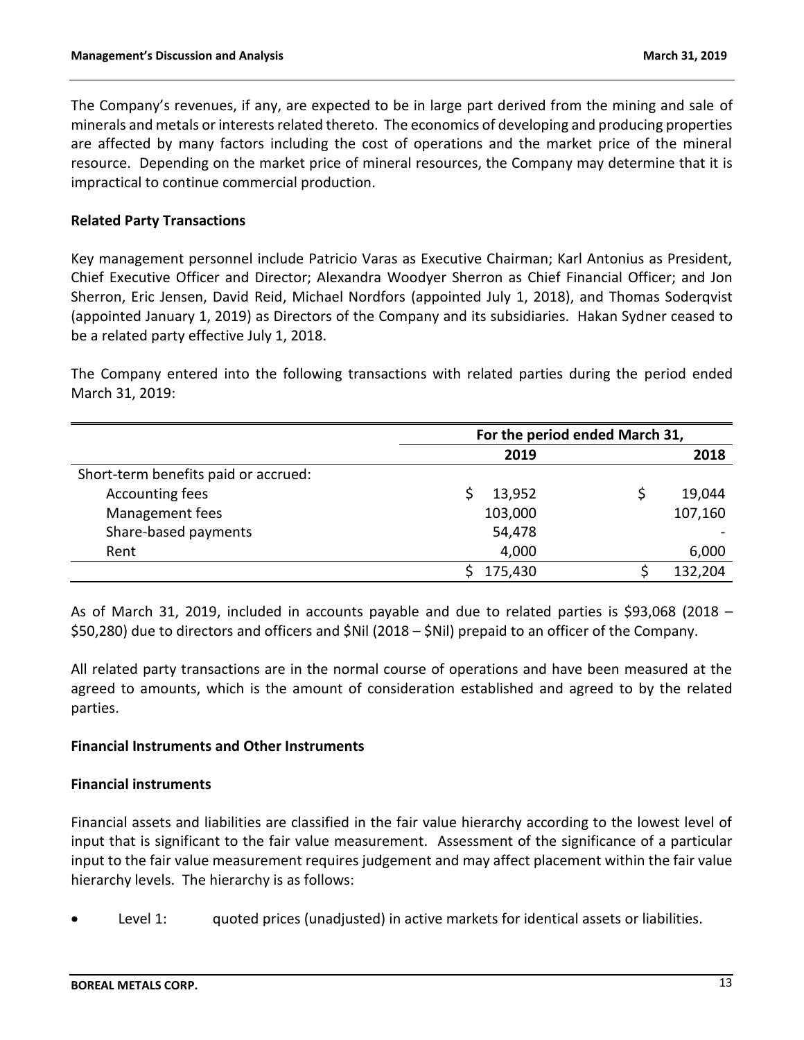The Company's revenues, if any, are expected to be in large part derived from the mining and sale of minerals and metals or interests related thereto. The economics of developing and producing properties are affected by many factors including the cost of operations and the market price of the mineral resource. Depending on the market price of mineral resources, the Company may determine that it is impractical to continue commercial production.

**Related Party Transactions**

Key management personnel include Patricio Varas as Executive Chairman; Karl Antonius as President, Chief Executive Officer and Director; Alexandra Woodyer Sherron as Chief Financial Officer; and Jon Sherron, Eric Jensen, David Reid, Michael Nordfors (appointed July 1, 2018), and Thomas Soderqvist (appointed January 1, 2019) as Directors of the Company and its subsidiaries. Hakan Sydner ceased to be a related party effective July 1, 2018.

The Company entered into the following transactions with related parties during the period ended March 31, 2019:

| | For the period ended March 31, | |
|---|---|---|
| | 2019 | 2018 |
| Short-term benefits paid or accrued: | | |
| Accounting fees | $ 13,952 | $ 19,044 |
| Management fees | 103,000 | 107,160 |
| Share-based payments | 54,478 | - |
| Rent | 4,000 | 6,000 |
| | $ 175,430 | $ 132,204 |

As of March 31, 2019, included in accounts payable and due to related parties is $93,068 (2018 – $50,280) due to directors and officers and $Nil (2018 – $Nil) prepaid to an officer of the Company.

All related party transactions are in the normal course of operations and have been measured at the agreed to amounts, which is the amount of consideration established and agreed to by the related parties.

**Financial Instruments and Other Instruments**

**Financial instruments**

Financial assets and liabilities are classified in the fair value hierarchy according to the lowest level of input that is significant to the fair value measurement. Assessment of the significance of a particular input to the fair value measurement requires judgement and may affect placement within the fair value hierarchy levels. The hierarchy is as follows:

- Level 1: quoted prices (unadjusted) in active markets for identical assets or liabilities.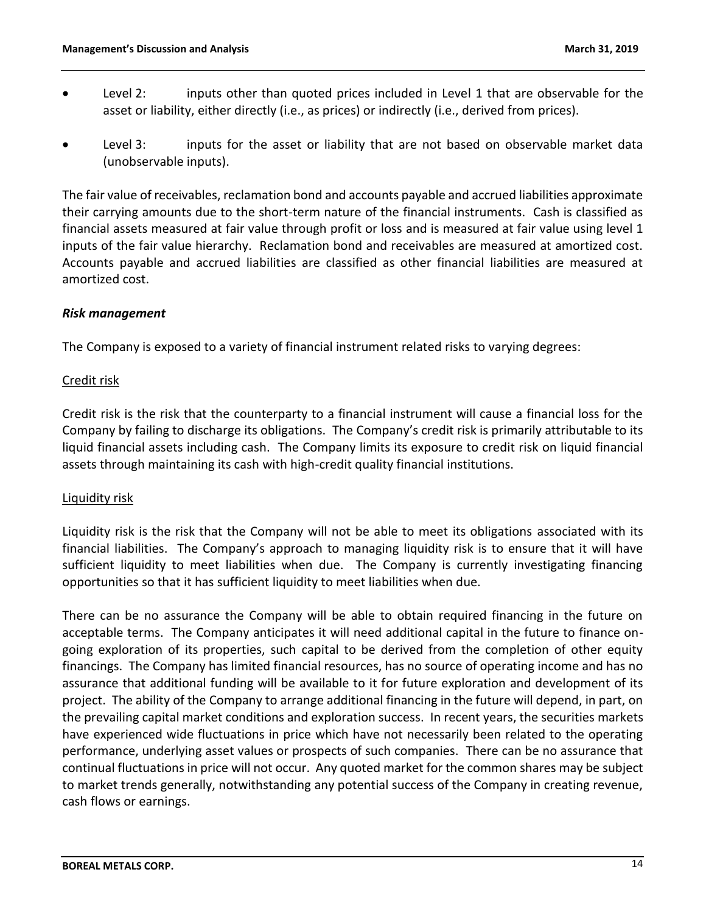- Level 2: inputs other than quoted prices included in Level 1 that are observable for the asset or liability, either directly (i.e., as prices) or indirectly (i.e., derived from prices).
- Level 3: inputs for the asset or liability that are not based on observable market data (unobservable inputs).

The fair value of receivables, reclamation bond and accounts payable and accrued liabilities approximate their carrying amounts due to the short-term nature of the financial instruments. Cash is classified as financial assets measured at fair value through profit or loss and is measured at fair value using level 1 inputs of the fair value hierarchy. Reclamation bond and receivables are measured at amortized cost. Accounts payable and accrued liabilities are classified as other financial liabilities are measured at amortized cost.

***Risk management***

The Company is exposed to a variety of financial instrument related risks to varying degrees:

Credit risk

Credit risk is the risk that the counterparty to a financial instrument will cause a financial loss for the Company by failing to discharge its obligations. The Company's credit risk is primarily attributable to its liquid financial assets including cash. The Company limits its exposure to credit risk on liquid financial assets through maintaining its cash with high-credit quality financial institutions.

Liquidity risk

Liquidity risk is the risk that the Company will not be able to meet its obligations associated with its financial liabilities. The Company's approach to managing liquidity risk is to ensure that it will have sufficient liquidity to meet liabilities when due. The Company is currently investigating financing opportunities so that it has sufficient liquidity to meet liabilities when due.

There can be no assurance the Company will be able to obtain required financing in the future on acceptable terms. The Company anticipates it will need additional capital in the future to finance on-going exploration of its properties, such capital to be derived from the completion of other equity financings. The Company has limited financial resources, has no source of operating income and has no assurance that additional funding will be available to it for future exploration and development of its project. The ability of the Company to arrange additional financing in the future will depend, in part, on the prevailing capital market conditions and exploration success. In recent years, the securities markets have experienced wide fluctuations in price which have not necessarily been related to the operating performance, underlying asset values or prospects of such companies. There can be no assurance that continual fluctuations in price will not occur. Any quoted market for the common shares may be subject to market trends generally, notwithstanding any potential success of the Company in creating revenue, cash flows or earnings.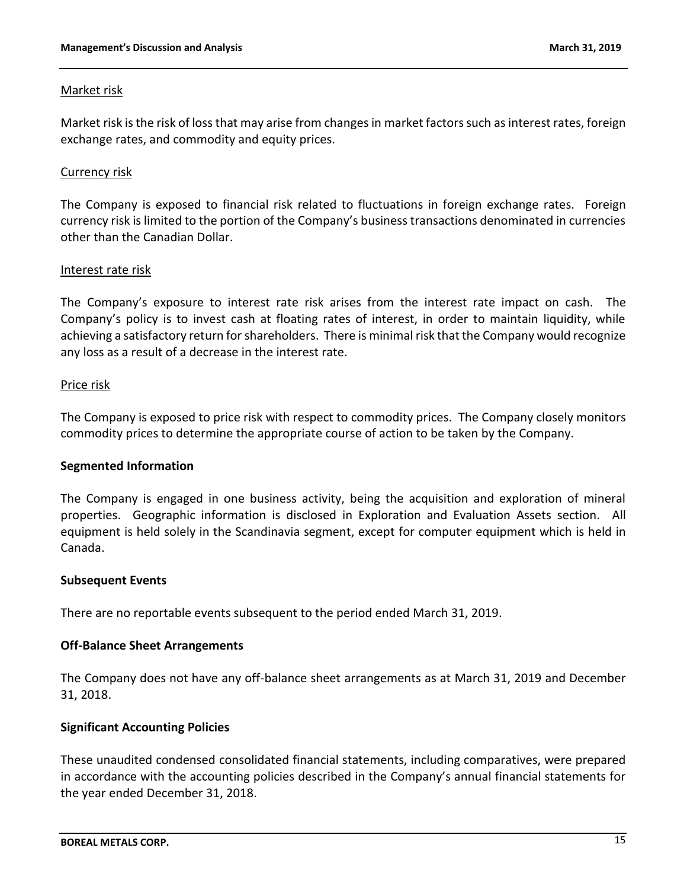Market risk

Market risk is the risk of loss that may arise from changes in market factors such as interest rates, foreign exchange rates, and commodity and equity prices.

Currency risk

The Company is exposed to financial risk related to fluctuations in foreign exchange rates. Foreign currency risk is limited to the portion of the Company's business transactions denominated in currencies other than the Canadian Dollar.

Interest rate risk

The Company's exposure to interest rate risk arises from the interest rate impact on cash. The Company's policy is to invest cash at floating rates of interest, in order to maintain liquidity, while achieving a satisfactory return for shareholders. There is minimal risk that the Company would recognize any loss as a result of a decrease in the interest rate.

Price risk

The Company is exposed to price risk with respect to commodity prices. The Company closely monitors commodity prices to determine the appropriate course of action to be taken by the Company.

## Segmented Information

The Company is engaged in one business activity, being the acquisition and exploration of mineral properties. Geographic information is disclosed in Exploration and Evaluation Assets section. All equipment is held solely in the Scandinavia segment, except for computer equipment which is held in Canada.

## Subsequent Events

There are no reportable events subsequent to the period ended March 31, 2019.

## Off-Balance Sheet Arrangements

The Company does not have any off-balance sheet arrangements as at March 31, 2019 and December 31, 2018.

## Significant Accounting Policies

These unaudited condensed consolidated financial statements, including comparatives, were prepared in accordance with the accounting policies described in the Company's annual financial statements for the year ended December 31, 2018.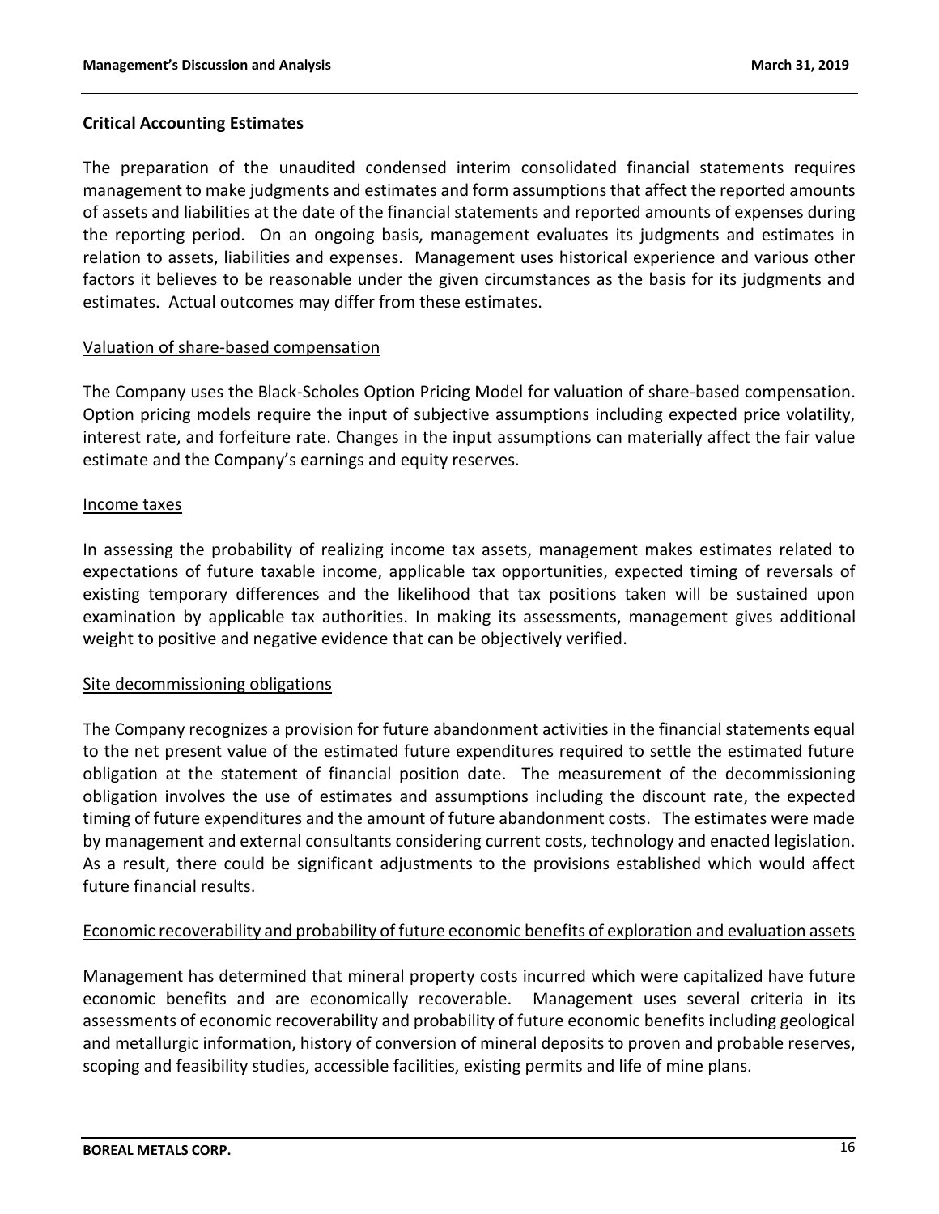## Critical Accounting Estimates

The preparation of the unaudited condensed interim consolidated financial statements requires management to make judgments and estimates and form assumptions that affect the reported amounts of assets and liabilities at the date of the financial statements and reported amounts of expenses during the reporting period. On an ongoing basis, management evaluates its judgments and estimates in relation to assets, liabilities and expenses. Management uses historical experience and various other factors it believes to be reasonable under the given circumstances as the basis for its judgments and estimates. Actual outcomes may differ from these estimates.

### Valuation of share-based compensation

The Company uses the Black-Scholes Option Pricing Model for valuation of share-based compensation. Option pricing models require the input of subjective assumptions including expected price volatility, interest rate, and forfeiture rate. Changes in the input assumptions can materially affect the fair value estimate and the Company's earnings and equity reserves.

### Income taxes

In assessing the probability of realizing income tax assets, management makes estimates related to expectations of future taxable income, applicable tax opportunities, expected timing of reversals of existing temporary differences and the likelihood that tax positions taken will be sustained upon examination by applicable tax authorities. In making its assessments, management gives additional weight to positive and negative evidence that can be objectively verified.

### Site decommissioning obligations

The Company recognizes a provision for future abandonment activities in the financial statements equal to the net present value of the estimated future expenditures required to settle the estimated future obligation at the statement of financial position date. The measurement of the decommissioning obligation involves the use of estimates and assumptions including the discount rate, the expected timing of future expenditures and the amount of future abandonment costs. The estimates were made by management and external consultants considering current costs, technology and enacted legislation. As a result, there could be significant adjustments to the provisions established which would affect future financial results.

### Economic recoverability and probability of future economic benefits of exploration and evaluation assets

Management has determined that mineral property costs incurred which were capitalized have future economic benefits and are economically recoverable. Management uses several criteria in its assessments of economic recoverability and probability of future economic benefits including geological and metallurgic information, history of conversion of mineral deposits to proven and probable reserves, scoping and feasibility studies, accessible facilities, existing permits and life of mine plans.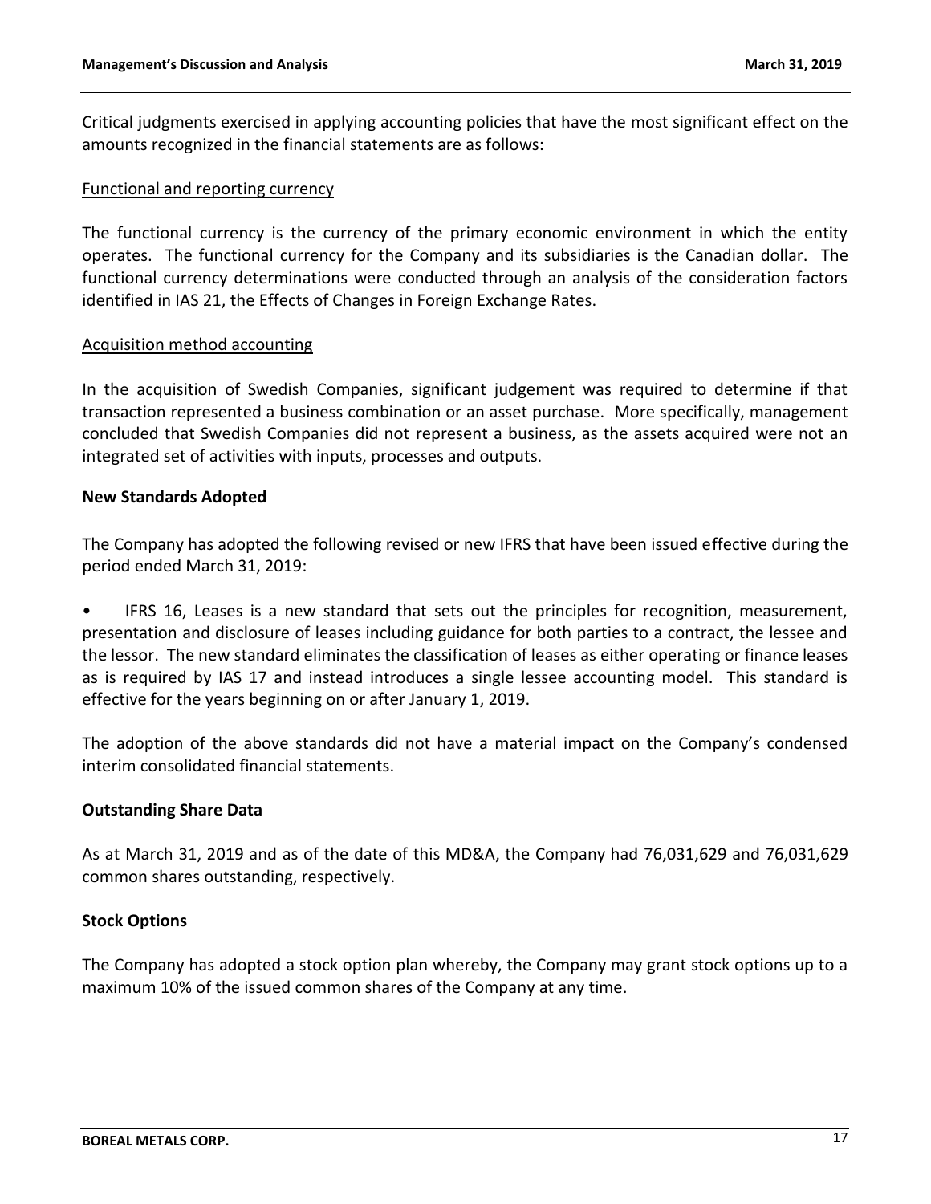Critical judgments exercised in applying accounting policies that have the most significant effect on the amounts recognized in the financial statements are as follows:

Functional and reporting currency

The functional currency is the currency of the primary economic environment in which the entity operates. The functional currency for the Company and its subsidiaries is the Canadian dollar. The functional currency determinations were conducted through an analysis of the consideration factors identified in IAS 21, the Effects of Changes in Foreign Exchange Rates.

Acquisition method accounting

In the acquisition of Swedish Companies, significant judgement was required to determine if that transaction represented a business combination or an asset purchase. More specifically, management concluded that Swedish Companies did not represent a business, as the assets acquired were not an integrated set of activities with inputs, processes and outputs.

**New Standards Adopted**

The Company has adopted the following revised or new IFRS that have been issued effective during the period ended March 31, 2019:

- IFRS 16, Leases is a new standard that sets out the principles for recognition, measurement, presentation and disclosure of leases including guidance for both parties to a contract, the lessee and the lessor. The new standard eliminates the classification of leases as either operating or finance leases as is required by IAS 17 and instead introduces a single lessee accounting model. This standard is effective for the years beginning on or after January 1, 2019.

The adoption of the above standards did not have a material impact on the Company's condensed interim consolidated financial statements.

**Outstanding Share Data**

As at March 31, 2019 and as of the date of this MD&A, the Company had 76,031,629 and 76,031,629 common shares outstanding, respectively.

**Stock Options**

The Company has adopted a stock option plan whereby, the Company may grant stock options up to a maximum 10% of the issued common shares of the Company at any time.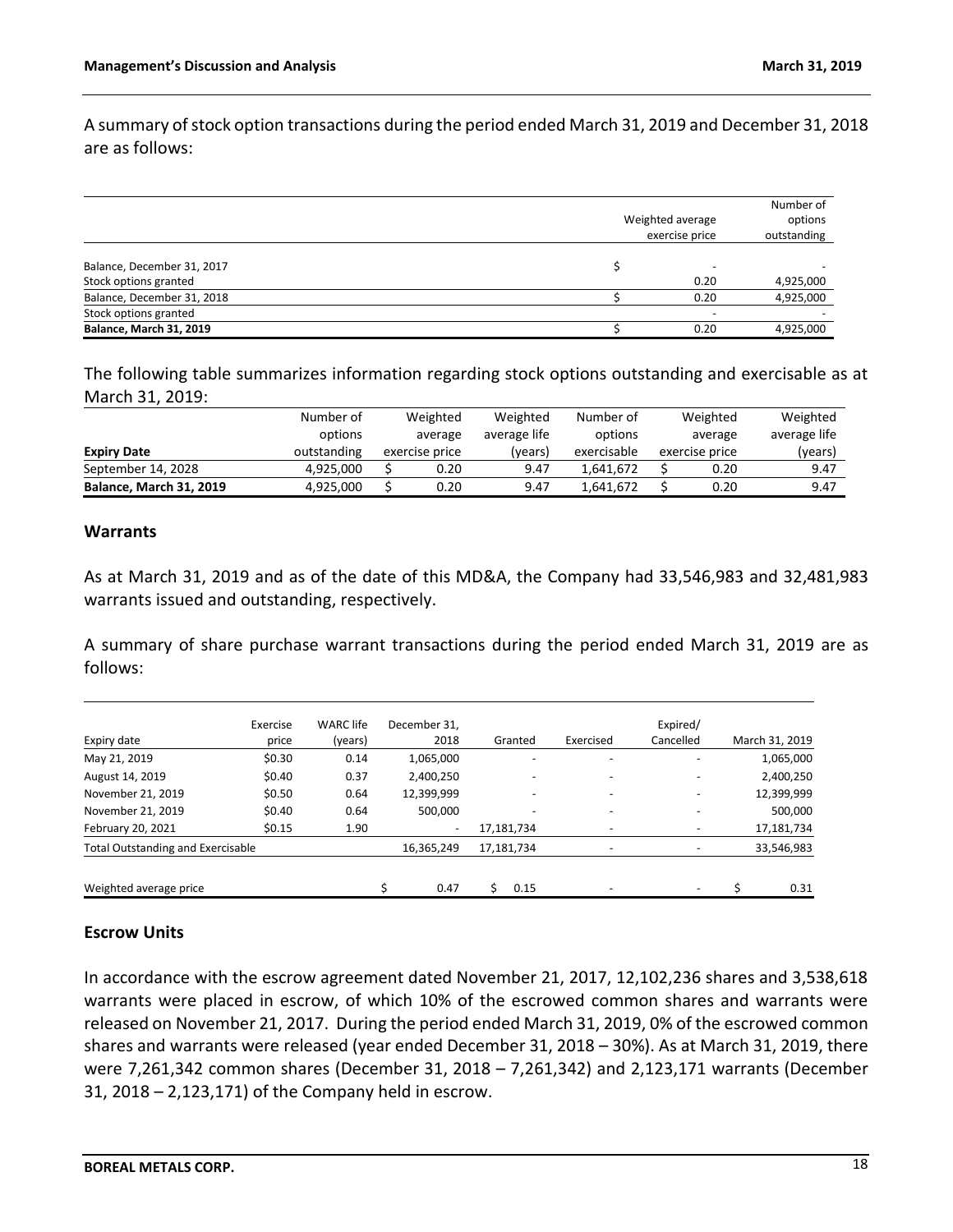A summary of stock option transactions during the period ended March 31, 2019 and December 31, 2018 are as follows:

| | Weighted average exercise price | Number of options outstanding |
|---|---|---|
| Balance, December 31, 2017 | $ - | - |
| Stock options granted | 0.20 | 4,925,000 |
| Balance, December 31, 2018 | $ 0.20 | 4,925,000 |
| Stock options granted | - | - |
| **Balance, March 31, 2019** | $ 0.20 | 4,925,000 |

The following table summarizes information regarding stock options outstanding and exercisable as at March 31, 2019:

| Expiry Date | Number of options outstanding | Weighted average exercise price | Weighted average life (years) | Number of options exercisable | Weighted average exercise price | Weighted average life (years) |
|---|---|---|---|---|---|---|
| September 14, 2028 | 4,925,000 | $ 0.20 | 9.47 | 1,641,672 | $ 0.20 | 9.47 |
| **Balance, March 31, 2019** | 4,925,000 | $ 0.20 | 9.47 | 1,641,672 | $ 0.20 | 9.47 |

## Warrants

As at March 31, 2019 and as of the date of this MD&A, the Company had 33,546,983 and 32,481,983 warrants issued and outstanding, respectively.

A summary of share purchase warrant transactions during the period ended March 31, 2019 are as follows:

| Expiry date | Exercise price | WARC life (years) | December 31, 2018 | Granted | Exercised | Expired/ Cancelled | March 31, 2019 |
|---|---|---|---|---|---|---|---|
| May 21, 2019 | $0.30 | 0.14 | 1,065,000 | - | - | - | 1,065,000 |
| August 14, 2019 | $0.40 | 0.37 | 2,400,250 | - | - | - | 2,400,250 |
| November 21, 2019 | $0.50 | 0.64 | 12,399,999 | - | - | - | 12,399,999 |
| November 21, 2019 | $0.40 | 0.64 | 500,000 | - | - | - | 500,000 |
| February 20, 2021 | $0.15 | 1.90 | - | 17,181,734 | - | - | 17,181,734 |
| Total Outstanding and Exercisable | | | 16,365,249 | 17,181,734 | - | - | 33,546,983 |
| Weighted average price | | | $ 0.47 | $ 0.15 | - | - | $ 0.31 |

## Escrow Units

In accordance with the escrow agreement dated November 21, 2017, 12,102,236 shares and 3,538,618 warrants were placed in escrow, of which 10% of the escrowed common shares and warrants were released on November 21, 2017. During the period ended March 31, 2019, 0% of the escrowed common shares and warrants were released (year ended December 31, 2018 – 30%). As at March 31, 2019, there were 7,261,342 common shares (December 31, 2018 – 7,261,342) and 2,123,171 warrants (December 31, 2018 – 2,123,171) of the Company held in escrow.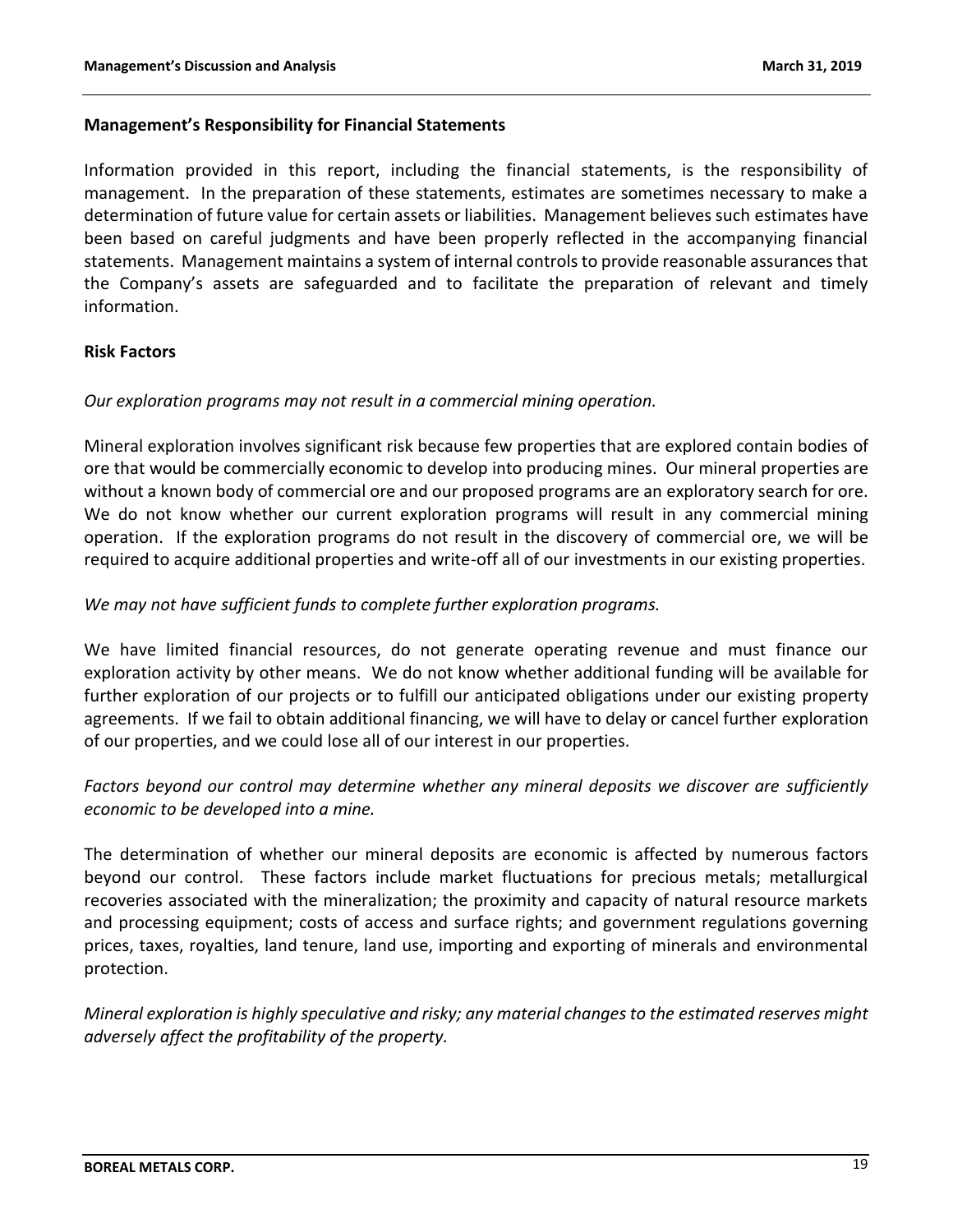## Management's Responsibility for Financial Statements

Information provided in this report, including the financial statements, is the responsibility of management. In the preparation of these statements, estimates are sometimes necessary to make a determination of future value for certain assets or liabilities. Management believes such estimates have been based on careful judgments and have been properly reflected in the accompanying financial statements. Management maintains a system of internal controls to provide reasonable assurances that the Company's assets are safeguarded and to facilitate the preparation of relevant and timely information.

## Risk Factors

*Our exploration programs may not result in a commercial mining operation.*

Mineral exploration involves significant risk because few properties that are explored contain bodies of ore that would be commercially economic to develop into producing mines. Our mineral properties are without a known body of commercial ore and our proposed programs are an exploratory search for ore. We do not know whether our current exploration programs will result in any commercial mining operation. If the exploration programs do not result in the discovery of commercial ore, we will be required to acquire additional properties and write-off all of our investments in our existing properties.

*We may not have sufficient funds to complete further exploration programs.*

We have limited financial resources, do not generate operating revenue and must finance our exploration activity by other means. We do not know whether additional funding will be available for further exploration of our projects or to fulfill our anticipated obligations under our existing property agreements. If we fail to obtain additional financing, we will have to delay or cancel further exploration of our properties, and we could lose all of our interest in our properties.

*Factors beyond our control may determine whether any mineral deposits we discover are sufficiently economic to be developed into a mine.*

The determination of whether our mineral deposits are economic is affected by numerous factors beyond our control. These factors include market fluctuations for precious metals; metallurgical recoveries associated with the mineralization; the proximity and capacity of natural resource markets and processing equipment; costs of access and surface rights; and government regulations governing prices, taxes, royalties, land tenure, land use, importing and exporting of minerals and environmental protection.

*Mineral exploration is highly speculative and risky; any material changes to the estimated reserves might adversely affect the profitability of the property.*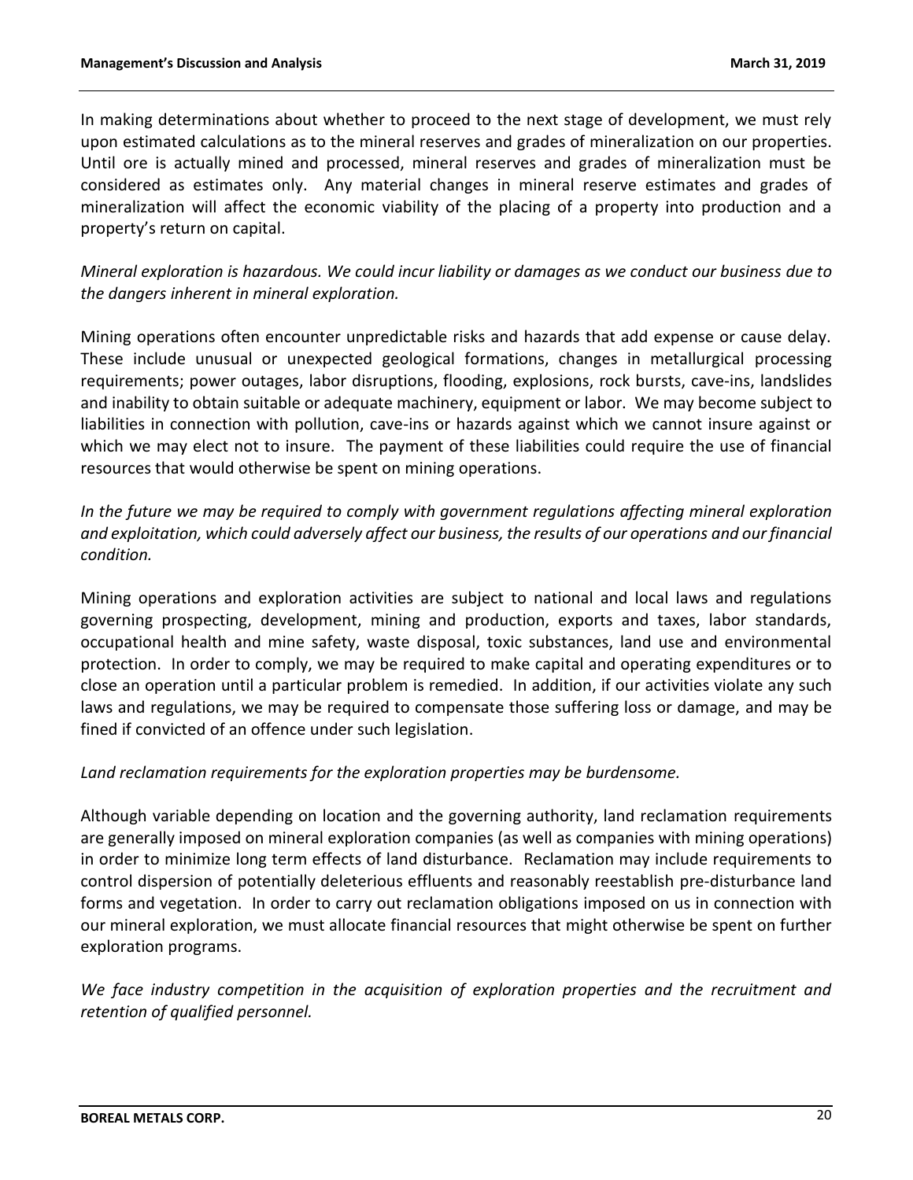In making determinations about whether to proceed to the next stage of development, we must rely upon estimated calculations as to the mineral reserves and grades of mineralization on our properties. Until ore is actually mined and processed, mineral reserves and grades of mineralization must be considered as estimates only. Any material changes in mineral reserve estimates and grades of mineralization will affect the economic viability of the placing of a property into production and a property's return on capital.

*Mineral exploration is hazardous. We could incur liability or damages as we conduct our business due to the dangers inherent in mineral exploration.*

Mining operations often encounter unpredictable risks and hazards that add expense or cause delay. These include unusual or unexpected geological formations, changes in metallurgical processing requirements; power outages, labor disruptions, flooding, explosions, rock bursts, cave-ins, landslides and inability to obtain suitable or adequate machinery, equipment or labor. We may become subject to liabilities in connection with pollution, cave-ins or hazards against which we cannot insure against or which we may elect not to insure. The payment of these liabilities could require the use of financial resources that would otherwise be spent on mining operations.

*In the future we may be required to comply with government regulations affecting mineral exploration and exploitation, which could adversely affect our business, the results of our operations and our financial condition.*

Mining operations and exploration activities are subject to national and local laws and regulations governing prospecting, development, mining and production, exports and taxes, labor standards, occupational health and mine safety, waste disposal, toxic substances, land use and environmental protection. In order to comply, we may be required to make capital and operating expenditures or to close an operation until a particular problem is remedied. In addition, if our activities violate any such laws and regulations, we may be required to compensate those suffering loss or damage, and may be fined if convicted of an offence under such legislation.

*Land reclamation requirements for the exploration properties may be burdensome.*

Although variable depending on location and the governing authority, land reclamation requirements are generally imposed on mineral exploration companies (as well as companies with mining operations) in order to minimize long term effects of land disturbance. Reclamation may include requirements to control dispersion of potentially deleterious effluents and reasonably reestablish pre-disturbance land forms and vegetation. In order to carry out reclamation obligations imposed on us in connection with our mineral exploration, we must allocate financial resources that might otherwise be spent on further exploration programs.

*We face industry competition in the acquisition of exploration properties and the recruitment and retention of qualified personnel.*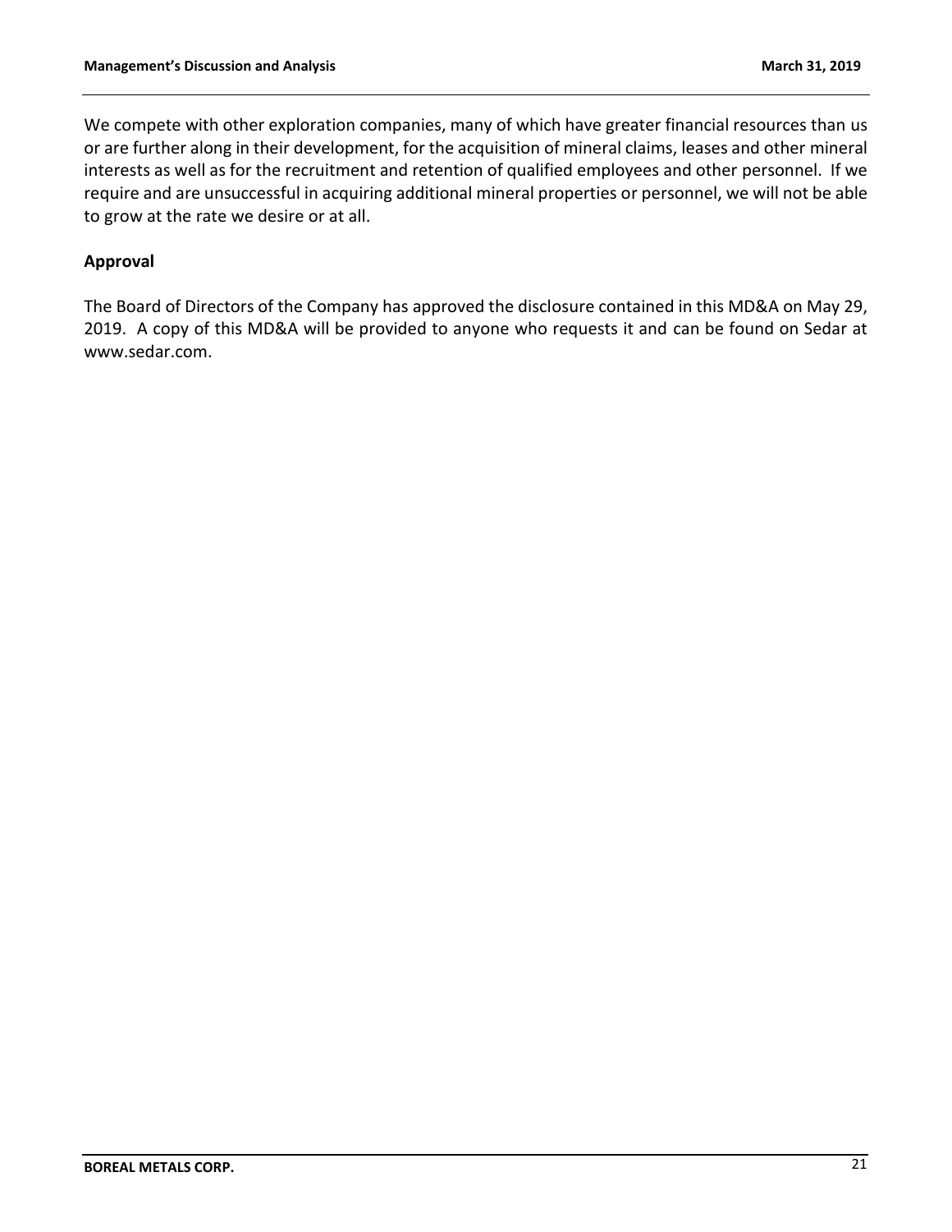We compete with other exploration companies, many of which have greater financial resources than us or are further along in their development, for the acquisition of mineral claims, leases and other mineral interests as well as for the recruitment and retention of qualified employees and other personnel. If we require and are unsuccessful in acquiring additional mineral properties or personnel, we will not be able to grow at the rate we desire or at all.

## Approval

The Board of Directors of the Company has approved the disclosure contained in this MD&A on May 29, 2019. A copy of this MD&A will be provided to anyone who requests it and can be found on Sedar at www.sedar.com.